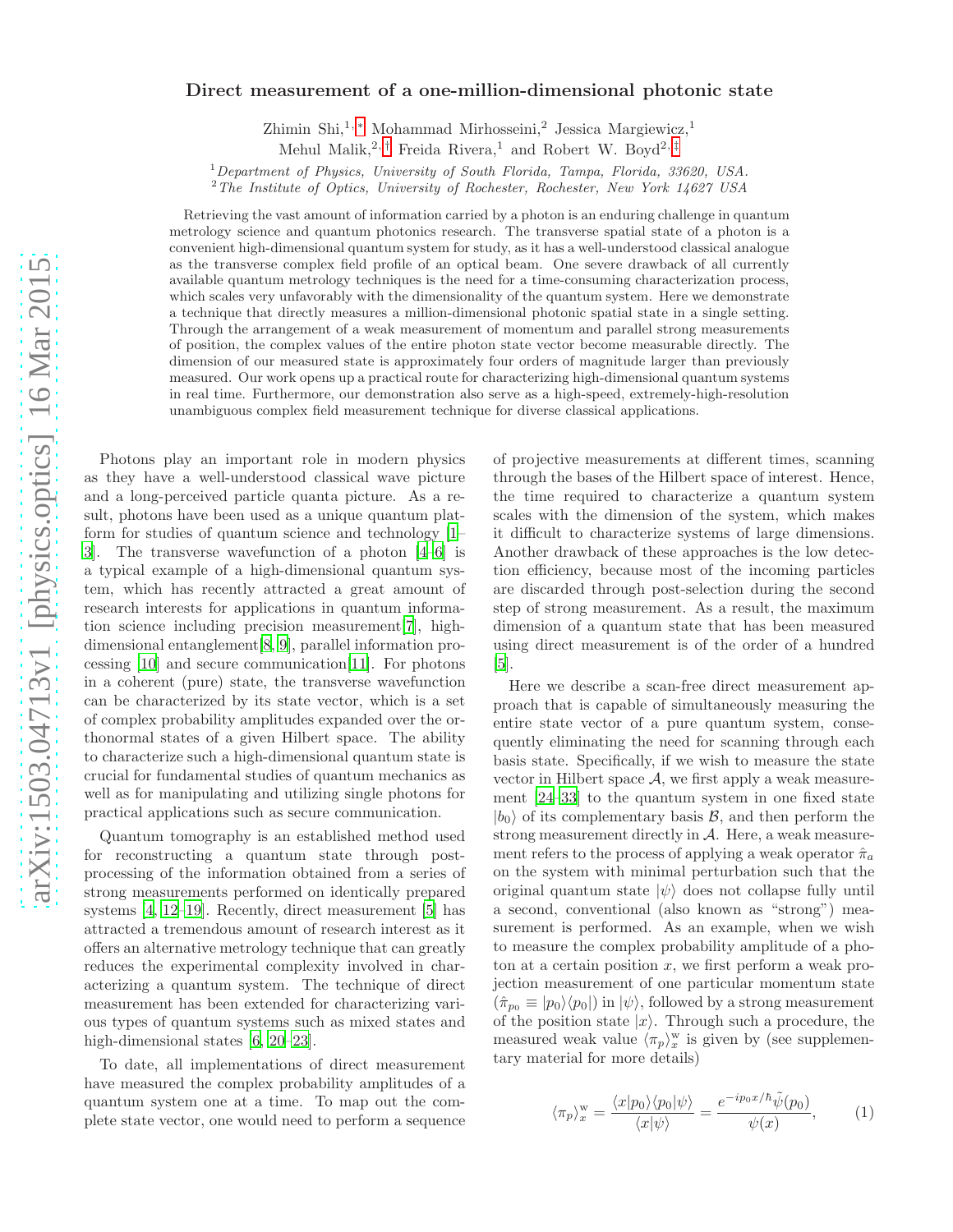# Direct measurement of a one-million-dimensional photonic state

Zhimin Shi,[1,*] Mohammad Mirhosseini,[2] Jessica Margiewicz,[1] Mehul Malik,[2,†] Freida Rivera,[1] and Robert W. Boyd[2,‡]

[1] *Department of Physics, University of South Florida, Tampa, Florida, 33620, USA.*
[2] *The Institute of Optics, University of Rochester, Rochester, New York 14627 USA*

Retrieving the vast amount of information carried by a photon is an enduring challenge in quantum metrology science and quantum photonics research. The transverse spatial state of a photon is a convenient high-dimensional quantum system for study, as it has a well-understood classical analogue as the transverse complex field profile of an optical beam. One severe drawback of all currently available quantum metrology techniques is the need for a time-consuming characterization process, which scales very unfavorably with the dimensionality of the quantum system. Here we demonstrate a technique that directly measures a million-dimensional photonic spatial state in a single setting. Through the arrangement of a weak measurement of momentum and parallel strong measurements of position, the complex values of the entire photon state vector become measurable directly. The dimension of our measured state is approximately four orders of magnitude larger than previously measured. Our work opens up a practical route for characterizing high-dimensional quantum systems in real time. Furthermore, our demonstration also serve as a high-speed, extremely-high-resolution unambiguous complex field measurement technique for diverse classical applications.

Photons play an important role in modern physics as they have a well-understood classical wave picture and a long-perceived particle quanta picture. As a result, photons have been used as a unique quantum platform for studies of quantum science and technology [1–3]. The transverse wavefunction of a photon [4–6] is a typical example of a high-dimensional quantum system, which has recently attracted a great amount of research interests for applications in quantum information science including precision measurement[7], high-dimensional entanglement[8, 9], parallel information processing [10] and secure communication[11]. For photons in a coherent (pure) state, the transverse wavefunction can be characterized by its state vector, which is a set of complex probability amplitudes expanded over the orthonormal states of a given Hilbert space. The ability to characterize such a high-dimensional quantum state is crucial for fundamental studies of quantum mechanics as well as for manipulating and utilizing single photons for practical applications such as secure communication.

Quantum tomography is an established method used for reconstructing a quantum state through post-processing of the information obtained from a series of strong measurements performed on identically prepared systems [4, 12–19]. Recently, direct measurement [5] has attracted a tremendous amount of research interest as it offers an alternative metrology technique that can greatly reduces the experimental complexity involved in characterizing a quantum system. The technique of direct measurement has been extended for characterizing various types of quantum systems such as mixed states and high-dimensional states [6, 20–23].

To date, all implementations of direct measurement have measured the complex probability amplitudes of a quantum system one at a time. To map out the complete state vector, one would need to perform a sequence of projective measurements at different times, scanning through the bases of the Hilbert space of interest. Hence, the time required to characterize a quantum system scales with the dimension of the system, which makes it difficult to characterize systems of large dimensions. Another drawback of these approaches is the low detection efficiency, because most of the incoming particles are discarded through post-selection during the second step of strong measurement. As a result, the maximum dimension of a quantum state that has been measured using direct measurement is of the order of a hundred [5].

Here we describe a scan-free direct measurement approach that is capable of simultaneously measuring the entire state vector of a pure quantum system, consequently eliminating the need for scanning through each basis state. Specifically, if we wish to measure the state vector in Hilbert space $\mathcal{A}$, we first apply a weak measurement [24–33] to the quantum system in one fixed state $|b_0\rangle$ of its complementary basis $\mathcal{B}$, and then perform the strong measurement directly in $\mathcal{A}$. Here, a weak measurement refers to the process of applying a weak operator $\hat{\pi}_a$ on the system with minimal perturbation such that the original quantum state $|\psi\rangle$ does not collapse fully until a second, conventional (also known as "strong") measurement is performed. As an example, when we wish to measure the complex probability amplitude of a photon at a certain position $x$, we first perform a weak projection measurement of one particular momentum state ($\hat{\pi}_{p_0} \equiv |p_0\rangle\langle p_0|$) in $|\psi\rangle$, followed by a strong measurement of the position state $|x\rangle$. Through such a procedure, the measured weak value $\langle \pi_p \rangle_x^{\mathrm{w}}$ is given by (see supplementary material for more details)

$$\langle \pi_p \rangle_x^{\mathrm{w}} = \frac{\langle x|p_0\rangle\langle p_0|\psi\rangle}{\langle x|\psi\rangle} = \frac{e^{-ip_0x/\hbar}\tilde{\psi}(p_0)}{\psi(x)}, \tag{1}$$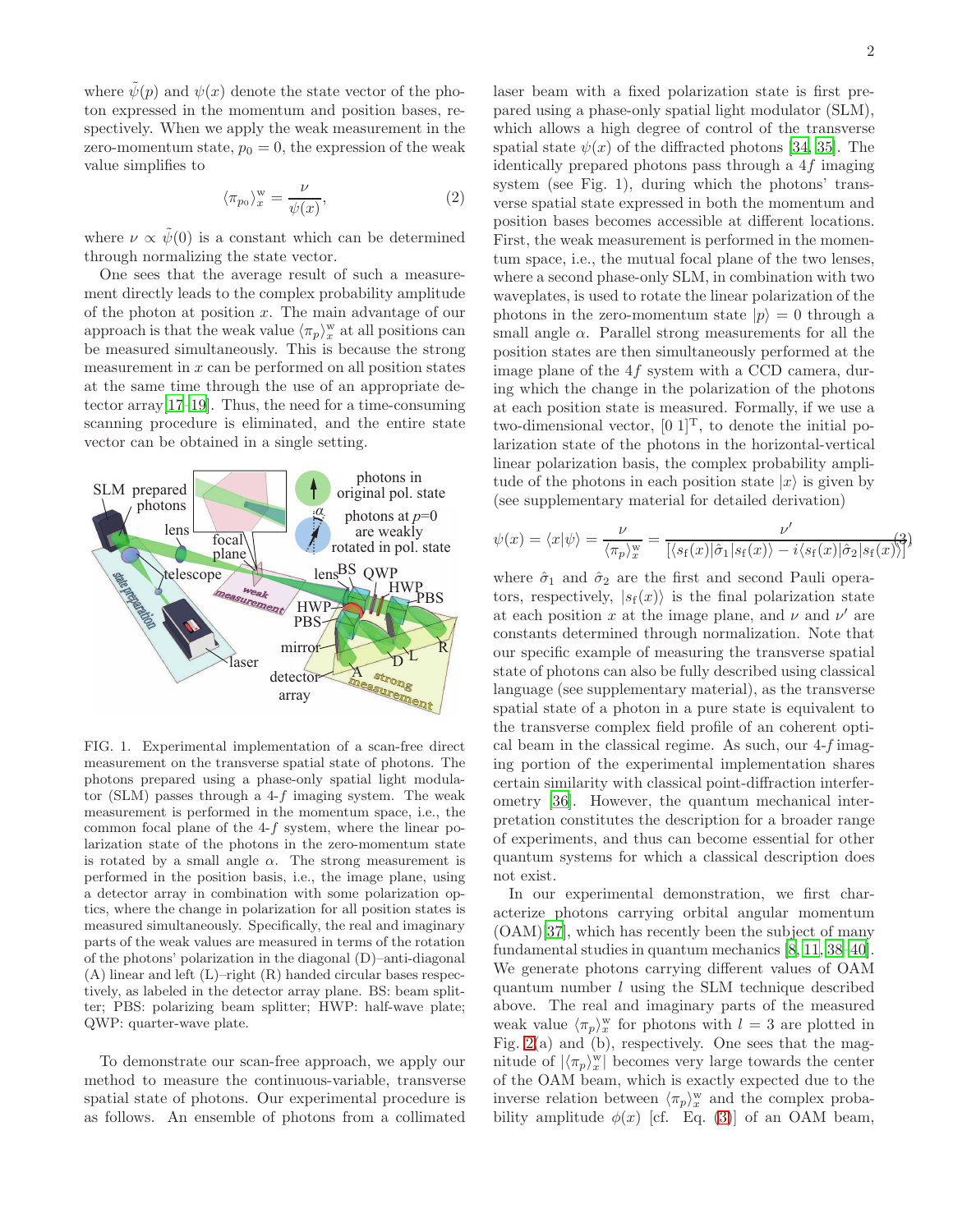where $\tilde{\psi}(p)$ and $\psi(x)$ denote the state vector of the photon expressed in the momentum and position bases, respectively. When we apply the weak measurement in the zero-momentum state, $p_0 = 0$, the expression of the weak value simplifies to

$$\langle \pi_{p_0} \rangle_x^{\mathrm{w}} = \frac{\nu}{\psi(x)}, \tag{2}$$

where $\nu \propto \tilde{\psi}(0)$ is a constant which can be determined through normalizing the state vector.

One sees that the average result of such a measurement directly leads to the complex probability amplitude of the photon at position $x$. The main advantage of our approach is that the weak value $\langle \pi_p \rangle_x^{\mathrm{w}}$ at all positions can be measured simultaneously. This is because the strong measurement in $x$ can be performed on all position states at the same time through the use of an appropriate detector array[17–19]. Thus, the need for a time-consuming scanning procedure is eliminated, and the entire state vector can be obtained in a single setting.

FIG. 1. Experimental implementation of a scan-free direct measurement on the transverse spatial state of photons. The photons prepared using a phase-only spatial light modulator (SLM) passes through a 4-$f$ imaging system. The weak measurement is performed in the momentum space, i.e., the common focal plane of the 4-$f$ system, where the linear polarization state of the photons in the zero-momentum state is rotated by a small angle $\alpha$. The strong measurement is performed in the position basis, i.e., the image plane, using a detector array in combination with some polarization optics, where the change in polarization for all position states is measured simultaneously. Specifically, the real and imaginary parts of the weak values are measured in terms of the rotation of the photons' polarization in the diagonal (D)–anti-diagonal (A) linear and left (L)–right (R) handed circular bases respectively, as labeled in the detector array plane. BS: beam splitter; PBS: polarizing beam splitter; HWP: half-wave plate; QWP: quarter-wave plate.

To demonstrate our scan-free approach, we apply our method to measure the continuous-variable, transverse spatial state of photons. Our experimental procedure is as follows. An ensemble of photons from a collimated laser beam with a fixed polarization state is first prepared using a phase-only spatial light modulator (SLM), which allows a high degree of control of the transverse spatial state $\psi(x)$ of the diffracted photons [34, 35]. The identically prepared photons pass through a $4f$ imaging system (see Fig. 1), during which the photons' transverse spatial state expressed in both the momentum and position bases becomes accessible at different locations. First, the weak measurement is performed in the momentum space, i.e., the mutual focal plane of the two lenses, where a second phase-only SLM, in combination with two waveplates, is used to rotate the linear polarization of the photons in the zero-momentum state $|p\rangle = 0$ through a small angle $\alpha$. Parallel strong measurements for all the position states are then simultaneously performed at the image plane of the $4f$ system with a CCD camera, during which the change in the polarization of the photons at each position state is measured. Formally, if we use a two-dimensional vector, $[0\ 1]^{\mathrm{T}}$, to denote the initial polarization state of the photons in the horizontal-vertical linear polarization basis, the complex probability amplitude of the photons in each position state $|x\rangle$ is given by (see supplementary material for detailed derivation)

$$\psi(x) = \langle x|\psi\rangle = \frac{\nu}{\langle \pi_p \rangle_x^{\mathrm{w}}} = \frac{\nu'}{[\langle s_{\mathrm{f}}(x)|\hat{\sigma}_1|s_{\mathrm{f}}(x)\rangle - i\langle s_{\mathrm{f}}(x)|\hat{\sigma}_2|s_{\mathrm{f}}(x)\rangle]}, \tag{3}$$

where $\hat{\sigma}_1$ and $\hat{\sigma}_2$ are the first and second Pauli operators, respectively, $|s_{\mathrm{f}}(x)\rangle$ is the final polarization state at each position $x$ at the image plane, and $\nu$ and $\nu'$ are constants determined through normalization. Note that our specific example of measuring the transverse spatial state of photons can also be fully described using classical language (see supplementary material), as the transverse spatial state of a photon in a pure state is equivalent to the transverse complex field profile of an coherent optical beam in the classical regime. As such, our 4-$f$ imaging portion of the experimental implementation shares certain similarity with classical point-diffraction interferometry [36]. However, the quantum mechanical interpretation constitutes the description for a broader range of experiments, and thus can become essential for other quantum systems for which a classical description does not exist.

In our experimental demonstration, we first characterize photons carrying orbital angular momentum (OAM)[37], which has recently been the subject of many fundamental studies in quantum mechanics [8, 11, 38–40]. We generate photons carrying different values of OAM quantum number $l$ using the SLM technique described above. The real and imaginary parts of the measured weak value $\langle \pi_p \rangle_x^{\mathrm{w}}$ for photons with $l = 3$ are plotted in Fig. 2(a) and (b), respectively. One sees that the magnitude of $|\langle \pi_p \rangle_x^{\mathrm{w}}|$ becomes very large towards the center of the OAM beam, which is exactly expected due to the inverse relation between $\langle \pi_p \rangle_x^{\mathrm{w}}$ and the complex probability amplitude $\phi(x)$ [cf. Eq. (3)] of an OAM beam,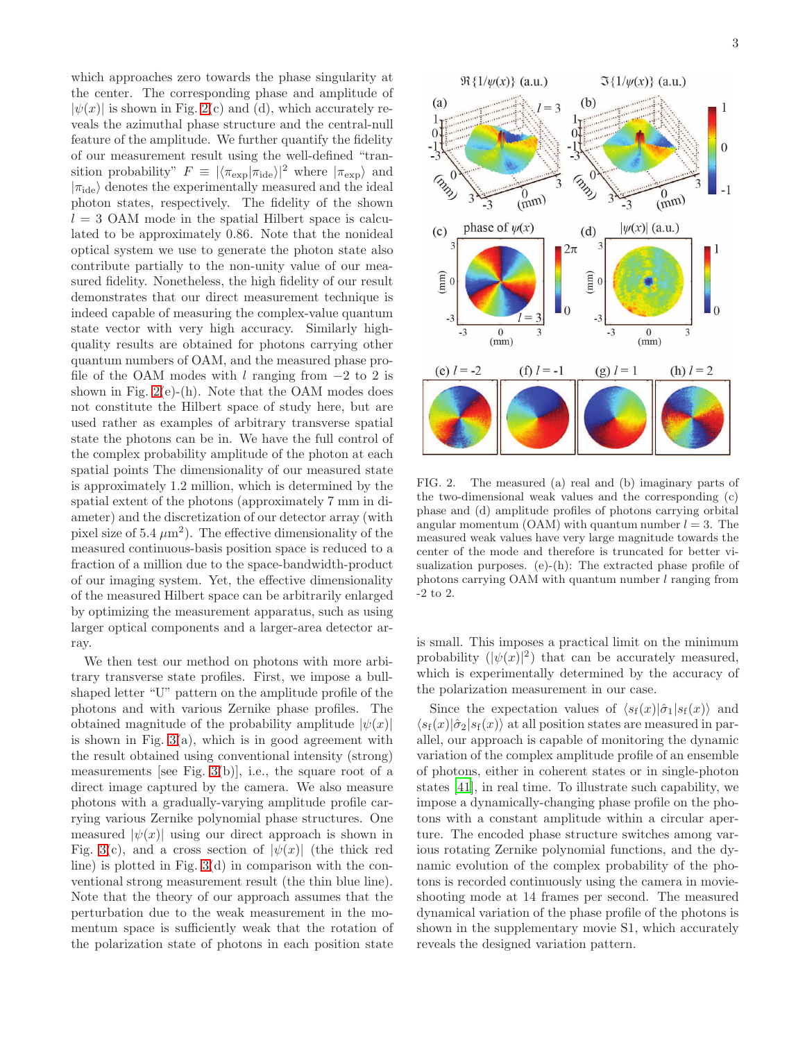which approaches zero towards the phase singularity at the center. The corresponding phase and amplitude of $|\psi(x)|$ is shown in Fig. 2(c) and (d), which accurately reveals the azimuthal phase structure and the central-null feature of the amplitude. We further quantify the fidelity of our measurement result using the well-defined "transition probability" $F \equiv |\langle \pi_{\rm exp}|\pi_{\rm ide}\rangle|^2$ where $|\pi_{\rm exp}\rangle$ and $|\pi_{\rm ide}\rangle$ denotes the experimentally measured and the ideal photon states, respectively. The fidelity of the shown $l = 3$ OAM mode in the spatial Hilbert space is calculated to be approximately 0.86. Note that the nonideal optical system we use to generate the photon state also contribute partially to the non-unity value of our measured fidelity. Nonetheless, the high fidelity of our result demonstrates that our direct measurement technique is indeed capable of measuring the complex-value quantum state vector with very high accuracy. Similarly high-quality results are obtained for photons carrying other quantum numbers of OAM, and the measured phase profile of the OAM modes with $l$ ranging from $-2$ to 2 is shown in Fig. 2(e)-(h). Note that the OAM modes does not constitute the Hilbert space of study here, but are used rather as examples of arbitrary transverse spatial state the photons can be in. We have the full control of the complex probability amplitude of the photon at each spatial points The dimensionality of our measured state is approximately 1.2 million, which is determined by the spatial extent of the photons (approximately 7 mm in diameter) and the discretization of our detector array (with pixel size of 5.4 $\mu$m$^2$). The effective dimensionality of the measured continuous-basis position space is reduced to a fraction of a million due to the space-bandwidth-product of our imaging system. Yet, the effective dimensionality of the measured Hilbert space can be arbitrarily enlarged by optimizing the measurement apparatus, such as using larger optical components and a larger-area detector array.

We then test our method on photons with more arbitrary transverse state profiles. First, we impose a bull-shaped letter "U" pattern on the amplitude profile of the photons and with various Zernike phase profiles. The obtained magnitude of the probability amplitude $|\psi(x)|$ is shown in Fig. 3(a), which is in good agreement with the result obtained using conventional intensity (strong) measurements [see Fig. 3(b)], i.e., the square root of a direct image captured by the camera. We also measure photons with a gradually-varying amplitude profile carrying various Zernike polynomial phase structures. One measured $|\psi(x)|$ using our direct approach is shown in Fig. 3(c), and a cross section of $|\psi(x)|$ (the thick red line) is plotted in Fig. 3(d) in comparison with the conventional strong measurement result (the thin blue line). Note that the theory of our approach assumes that the perturbation due to the weak measurement in the momentum space is sufficiently weak that the rotation of the polarization state of photons in each position state is small. This imposes a practical limit on the minimum probability ($|\psi(x)|^2$) that can be accurately measured, which is experimentally determined by the accuracy of the polarization measurement in our case.

FIG. 2. The measured (a) real and (b) imaginary parts of the two-dimensional weak values and the corresponding (c) phase and (d) amplitude profiles of photons carrying orbital angular momentum (OAM) with quantum number $l = 3$. The measured weak values have very large magnitude towards the center of the mode and therefore is truncated for better visualization purposes. (e)-(h): The extracted phase profile of photons carrying OAM with quantum number $l$ ranging from -2 to 2.

Since the expectation values of $\langle s_{\rm f}(x)|\hat{\sigma}_1|s_{\rm f}(x)\rangle$ and $\langle s_{\rm f}(x)|\hat{\sigma}_2|s_{\rm f}(x)\rangle$ at all position states are measured in parallel, our approach is capable of monitoring the dynamic variation of the complex amplitude profile of an ensemble of photons, either in coherent states or in single-photon states [41], in real time. To illustrate such capability, we impose a dynamically-changing phase profile on the photons with a constant amplitude within a circular aperture. The encoded phase structure switches among various rotating Zernike polynomial functions, and the dynamic evolution of the complex probability of the photons is recorded continuously using the camera in movie-shooting mode at 14 frames per second. The measured dynamical variation of the phase profile of the photons is shown in the supplementary movie S1, which accurately reveals the designed variation pattern.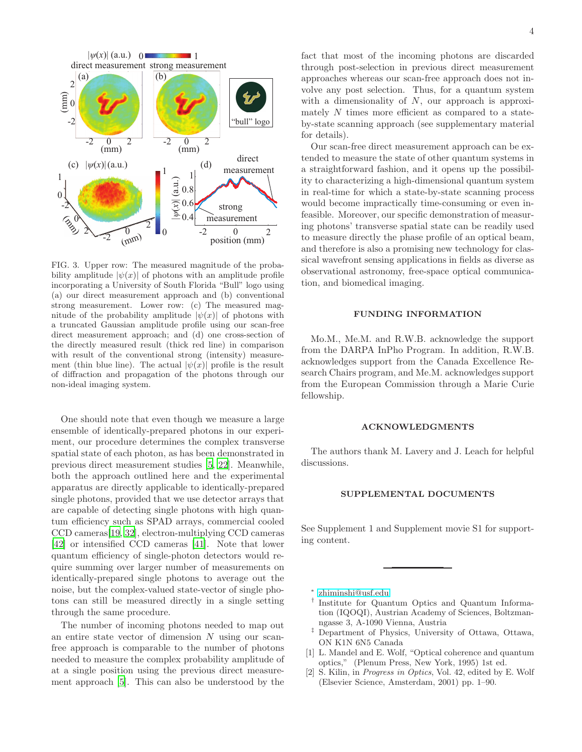FIG. 3. Upper row: The measured magnitude of the probability amplitude $|\psi(x)|$ of photons with an amplitude profile incorporating a University of South Florida "Bull" logo using (a) our direct measurement approach and (b) conventional strong measurement. Lower row: (c) The measured magnitude of the probability amplitude $|\psi(x)|$ of photons with a truncated Gaussian amplitude profile using our scan-free direct measurement approach; and (d) one cross-section of the directly measured result (thick red line) in comparison with result of the conventional strong (intensity) measurement (thin blue line). The actual $|\psi(x)|$ profile is the result of diffraction and propagation of the photons through our non-ideal imaging system.

One should note that even though we measure a large ensemble of identically-prepared photons in our experiment, our procedure determines the complex transverse spatial state of each photon, as has been demonstrated in previous direct measurement studies [5, 22]. Meanwhile, both the approach outlined here and the experimental apparatus are directly applicable to identically-prepared single photons, provided that we use detector arrays that are capable of detecting single photons with high quantum efficiency such as SPAD arrays, commercial cooled CCD cameras[19, 32], electron-multiplying CCD cameras [42] or intensified CCD cameras [41]. Note that lower quantum efficiency of single-photon detectors would require summing over larger number of measurements on identically-prepared single photons to average out the noise, but the complex-valued state-vector of single photons can still be measured directly in a single setting through the same procedure.

The number of incoming photons needed to map out an entire state vector of dimension $N$ using our scan-free approach is comparable to the number of photons needed to measure the complex probability amplitude of at a single position using the previous direct measurement approach [5]. This can also be understood by the fact that most of the incoming photons are discarded through post-selection in previous direct measurement approaches whereas our scan-free approach does not involve any post selection. Thus, for a quantum system with a dimensionality of $N$, our approach is approximately $N$ times more efficient as compared to a state-by-state scanning approach (see supplementary material for details).

Our scan-free direct measurement approach can be extended to measure the state of other quantum systems in a straightforward fashion, and it opens up the possibility to characterizing a high-dimensional quantum system in real-time for which a state-by-state scanning process would become impractically time-consuming or even infeasible. Moreover, our specific demonstration of measuring photons' transverse spatial state can be readily used to measure directly the phase profile of an optical beam, and therefore is also a promising new technology for classical wavefront sensing applications in fields as diverse as observational astronomy, free-space optical communication, and biomedical imaging.

## FUNDING INFORMATION

Mo.M., Me.M. and R.W.B. acknowledge the support from the DARPA InPho Program. In addition, R.W.B. acknowledges support from the Canada Excellence Research Chairs program, and Me.M. acknowledges support from the European Commission through a Marie Curie fellowship.

## ACKNOWLEDGMENTS

The authors thank M. Lavery and J. Leach for helpful discussions.

## SUPPLEMENTAL DOCUMENTS

See Supplement 1 and Supplement movie S1 for supporting content.

---

* zhiminshi@usf.edu

† Institute for Quantum Optics and Quantum Information (IQOQI), Austrian Academy of Sciences, Boltzmanngasse 3, A-1090 Vienna, Austria

‡ Department of Physics, University of Ottawa, Ottawa, ON K1N 6N5 Canada

[1] L. Mandel and E. Wolf, "Optical coherence and quantum optics," (Plenum Press, New York, 1995) 1st ed.

[2] S. Kilin, in *Progress in Optics*, Vol. 42, edited by E. Wolf (Elsevier Science, Amsterdam, 2001) pp. 1–90.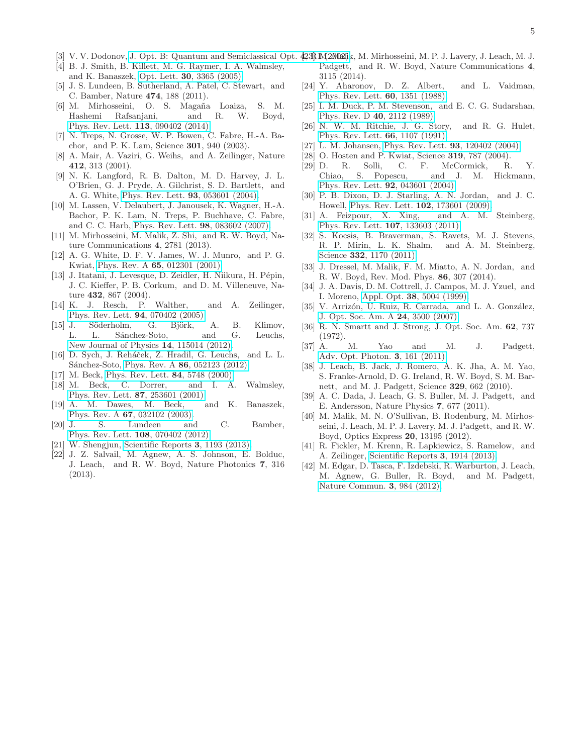[3] V. V. Dodonov, J. Opt. B: Quantum and Semiclassical Opt. **4**, R1 (2002).

[4] B. J. Smith, B. Killett, M. G. Raymer, I. A. Walmsley, and K. Banaszek, Opt. Lett. **30**, 3365 (2005).

[5] J. S. Lundeen, B. Sutherland, A. Patel, C. Stewart, and C. Bamber, Nature **474**, 188 (2011).

[6] M. Mirhosseini, O. S. Magaña Loaiza, S. M. Hashemi Rafsanjani, and R. W. Boyd, Phys. Rev. Lett. **113**, 090402 (2014).

[7] N. Treps, N. Grosse, W. P. Bowen, C. Fabre, H.-A. Bachor, and P. K. Lam, Science **301**, 940 (2003).

[8] A. Mair, A. Vaziri, G. Weihs, and A. Zeilinger, Nature **412**, 313 (2001).

[9] N. K. Langford, R. B. Dalton, M. D. Harvey, J. L. O'Brien, G. J. Pryde, A. Gilchrist, S. D. Bartlett, and A. G. White, Phys. Rev. Lett. **93**, 053601 (2004).

[10] M. Lassen, V. Delaubert, J. Janousek, K. Wagner, H.-A. Bachor, P. K. Lam, N. Treps, P. Buchhave, C. Fabre, and C. C. Harb, Phys. Rev. Lett. **98**, 083602 (2007).

[11] M. Mirhosseini, M. Malik, Z. Shi, and R. W. Boyd, Nature Communications **4**, 2781 (2013).

[12] A. G. White, D. F. V. James, W. J. Munro, and P. G. Kwiat, Phys. Rev. A **65**, 012301 (2001).

[13] J. Itatani, J. Levesque, D. Zeidler, H. Niikura, H. Pépin, J. C. Kieffer, P. B. Corkum, and D. M. Villeneuve, Nature **432**, 867 (2004).

[14] K. J. Resch, P. Walther, and A. Zeilinger, Phys. Rev. Lett. **94**, 070402 (2005).

[15] J. Söderholm, G. Björk, A. B. Klimov, L. L. Sánchez-Soto, and G. Leuchs, New Journal of Physics **14**, 115014 (2012).

[16] D. Sych, J. Řeháček, Z. Hradil, G. Leuchs, and L. L. Sánchez-Soto, Phys. Rev. A **86**, 052123 (2012).

[17] M. Beck, Phys. Rev. Lett. **84**, 5748 (2000).

[18] M. Beck, C. Dorrer, and I. A. Walmsley, Phys. Rev. Lett. **87**, 253601 (2001).

[19] A. M. Dawes, M. Beck, and K. Banaszek, Phys. Rev. A **67**, 032102 (2003).

[20] J. S. Lundeen and C. Bamber, Phys. Rev. Lett. **108**, 070402 (2012).

[21] W. Shengjun, Scientific Reports **3**, 1193 (2013).

[22] J. Z. Salvail, M. Agnew, A. S. Johnson, E. Bolduc, J. Leach, and R. W. Boyd, Nature Photonics **7**, 316 (2013).

[23] M. Malik, M. Mirhosseini, M. P. J. Lavery, J. Leach, M. J. Padgett, and R. W. Boyd, Nature Communications **4**, 3115 (2014).

[24] Y. Aharonov, D. Z. Albert, and L. Vaidman, Phys. Rev. Lett. **60**, 1351 (1988).

[25] I. M. Duck, P. M. Stevenson, and E. C. G. Sudarshan, Phys. Rev. D **40**, 2112 (1989).

[26] N. W. M. Ritchie, J. G. Story, and R. G. Hulet, Phys. Rev. Lett. **66**, 1107 (1991).

[27] L. M. Johansen, Phys. Rev. Lett. **93**, 120402 (2004).

[28] O. Hosten and P. Kwiat, Science **319**, 787 (2004).

[29] D. R. Solli, C. F. McCormick, R. Y. Chiao, S. Popescu, and J. M. Hickmann, Phys. Rev. Lett. **92**, 043601 (2004).

[30] P. B. Dixon, D. J. Starling, A. N. Jordan, and J. C. Howell, Phys. Rev. Lett. **102**, 173601 (2009).

[31] A. Feizpour, X. Xing, and A. M. Steinberg, Phys. Rev. Lett. **107**, 133603 (2011).

[32] S. Kocsis, B. Braverman, S. Ravets, M. J. Stevens, R. P. Mirin, L. K. Shalm, and A. M. Steinberg, Science **332**, 1170 (2011).

[33] J. Dressel, M. Malik, F. M. Miatto, A. N. Jordan, and R. W. Boyd, Rev. Mod. Phys. **86**, 307 (2014).

[34] J. A. Davis, D. M. Cottrell, J. Campos, M. J. Yzuel, and I. Moreno, Appl. Opt. **38**, 5004 (1999).

[35] V. Arrizón, U. Ruiz, R. Carrada, and L. A. González, J. Opt. Soc. Am. A **24**, 3500 (2007).

[36] R. N. Smartt and J. Strong, J. Opt. Soc. Am. **62**, 737 (1972).

[37] A. M. Yao and M. J. Padgett, Adv. Opt. Photon. **3**, 161 (2011).

[38] J. Leach, B. Jack, J. Romero, A. K. Jha, A. M. Yao, S. Franke-Arnold, D. G. Ireland, R. W. Boyd, S. M. Barnett, and M. J. Padgett, Science **329**, 662 (2010).

[39] A. C. Dada, J. Leach, G. S. Buller, M. J. Padgett, and E. Andersson, Nature Physics **7**, 677 (2011).

[40] M. Malik, M. N. O'Sullivan, B. Rodenburg, M. Mirhosseini, J. Leach, M. P. J. Lavery, M. J. Padgett, and R. W. Boyd, Optics Express **20**, 13195 (2012).

[41] R. Fickler, M. Krenn, R. Lapkiewicz, S. Ramelow, and A. Zeilinger, Scientific Reports **3**, 1914 (2013).

[42] M. Edgar, D. Tasca, F. Izdebski, R. Warburton, J. Leach, M. Agnew, G. Buller, R. Boyd, and M. Padgett, Nature Commun. **3**, 984 (2012).